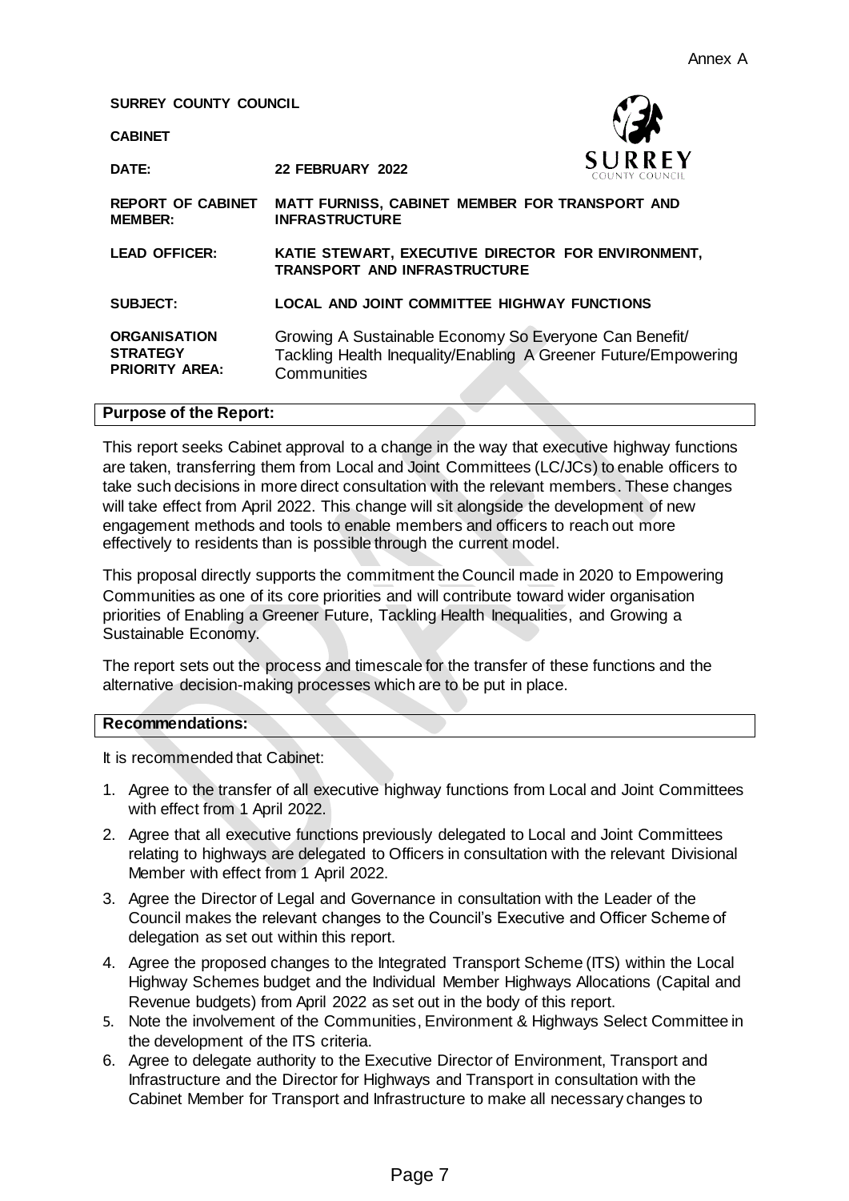Annex A

**SURREY COUNTY COUNCIL**

**CABINET**

| | |
|---|---|
| **DATE:** | **22 FEBRUARY 2022** |
| **REPORT OF CABINET MEMBER:** | **MATT FURNISS, CABINET MEMBER FOR TRANSPORT AND INFRASTRUCTURE** |
| **LEAD OFFICER:** | **KATIE STEWART, EXECUTIVE DIRECTOR FOR ENVIRONMENT, TRANSPORT AND INFRASTRUCTURE** |
| **SUBJECT:** | **LOCAL AND JOINT COMMITTEE HIGHWAY FUNCTIONS** |
| **ORGANISATION STRATEGY PRIORITY AREA:** | Growing A Sustainable Economy So Everyone Can Benefit/ Tackling Health Inequality/Enabling A Greener Future/Empowering Communities |

## Purpose of the Report:

This report seeks Cabinet approval to a change in the way that executive highway functions are taken, transferring them from Local and Joint Committees (LC/JCs) to enable officers to take such decisions in more direct consultation with the relevant members. These changes will take effect from April 2022. This change will sit alongside the development of new engagement methods and tools to enable members and officers to reach out more effectively to residents than is possible through the current model.

This proposal directly supports the commitment the Council made in 2020 to Empowering Communities as one of its core priorities and will contribute toward wider organisation priorities of Enabling a Greener Future, Tackling Health Inequalities, and Growing a Sustainable Economy.

The report sets out the process and timescale for the transfer of these functions and the alternative decision-making processes which are to be put in place.

## Recommendations:

It is recommended that Cabinet:

1. Agree to the transfer of all executive highway functions from Local and Joint Committees with effect from 1 April 2022.
2. Agree that all executive functions previously delegated to Local and Joint Committees relating to highways are delegated to Officers in consultation with the relevant Divisional Member with effect from 1 April 2022.
3. Agree the Director of Legal and Governance in consultation with the Leader of the Council makes the relevant changes to the Council's Executive and Officer Scheme of delegation as set out within this report.
4. Agree the proposed changes to the Integrated Transport Scheme (ITS) within the Local Highway Schemes budget and the Individual Member Highways Allocations (Capital and Revenue budgets) from April 2022 as set out in the body of this report.
5. Note the involvement of the Communities, Environment & Highways Select Committee in the development of the ITS criteria.
6. Agree to delegate authority to the Executive Director of Environment, Transport and Infrastructure and the Director for Highways and Transport in consultation with the Cabinet Member for Transport and Infrastructure to make all necessary changes to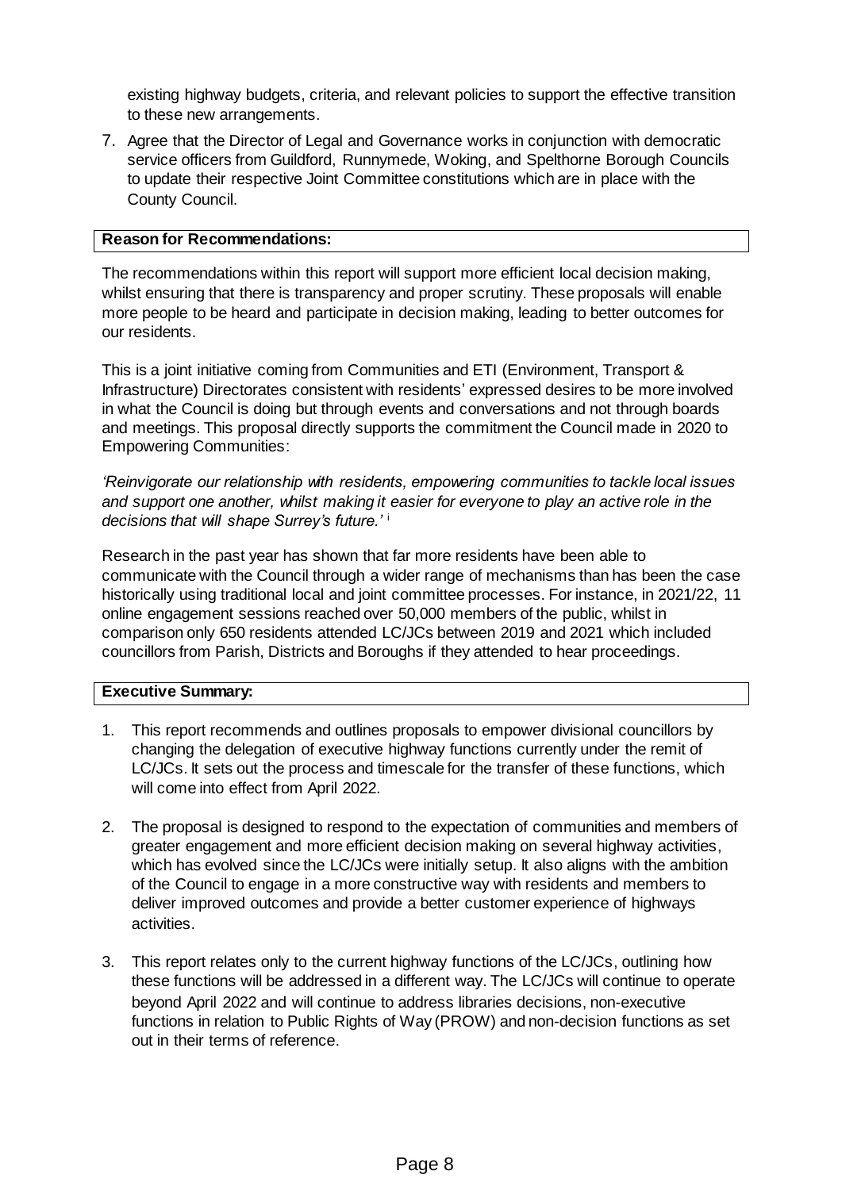existing highway budgets, criteria, and relevant policies to support the effective transition to these new arrangements.

7. Agree that the Director of Legal and Governance works in conjunction with democratic service officers from Guildford, Runnymede, Woking, and Spelthorne Borough Councils to update their respective Joint Committee constitutions which are in place with the County Council.

**Reason for Recommendations:**

The recommendations within this report will support more efficient local decision making, whilst ensuring that there is transparency and proper scrutiny. These proposals will enable more people to be heard and participate in decision making, leading to better outcomes for our residents.

This is a joint initiative coming from Communities and ETI (Environment, Transport & Infrastructure) Directorates consistent with residents' expressed desires to be more involved in what the Council is doing but through events and conversations and not through boards and meetings. This proposal directly supports the commitment the Council made in 2020 to Empowering Communities:

*'Reinvigorate our relationship with residents, empowering communities to tackle local issues and support one another, whilst making it easier for everyone to play an active role in the decisions that will shape Surrey's future.'* [i]

Research in the past year has shown that far more residents have been able to communicate with the Council through a wider range of mechanisms than has been the case historically using traditional local and joint committee processes. For instance, in 2021/22, 11 online engagement sessions reached over 50,000 members of the public, whilst in comparison only 650 residents attended LC/JCs between 2019 and 2021 which included councillors from Parish, Districts and Boroughs if they attended to hear proceedings.

**Executive Summary:**

1. This report recommends and outlines proposals to empower divisional councillors by changing the delegation of executive highway functions currently under the remit of LC/JCs. It sets out the process and timescale for the transfer of these functions, which will come into effect from April 2022.

2. The proposal is designed to respond to the expectation of communities and members of greater engagement and more efficient decision making on several highway activities, which has evolved since the LC/JCs were initially setup. It also aligns with the ambition of the Council to engage in a more constructive way with residents and members to deliver improved outcomes and provide a better customer experience of highways activities.

3. This report relates only to the current highway functions of the LC/JCs, outlining how these functions will be addressed in a different way. The LC/JCs will continue to operate beyond April 2022 and will continue to address libraries decisions, non-executive functions in relation to Public Rights of Way (PROW) and non-decision functions as set out in their terms of reference.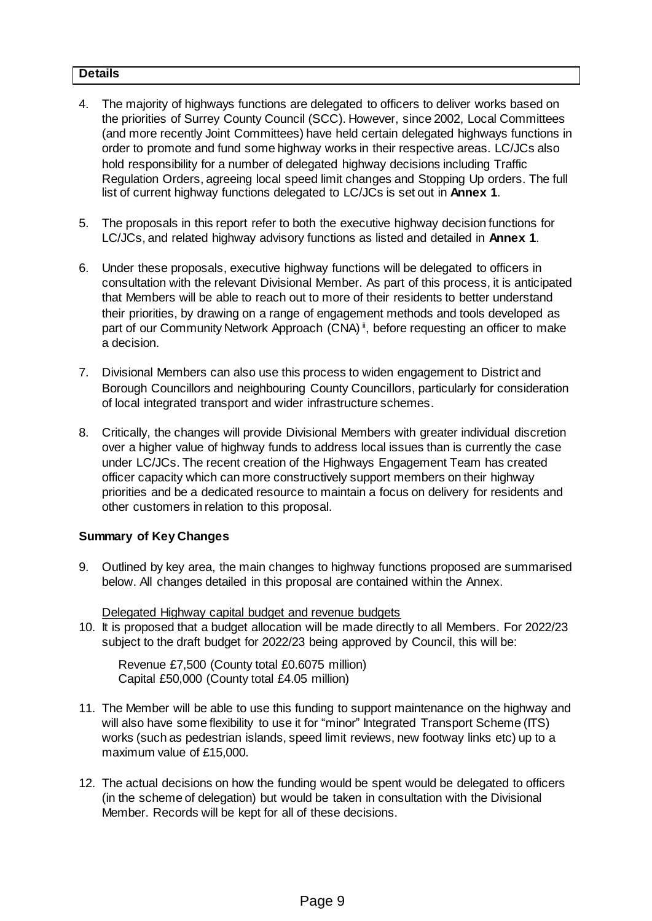**Details**

4. The majority of highways functions are delegated to officers to deliver works based on the priorities of Surrey County Council (SCC). However, since 2002, Local Committees (and more recently Joint Committees) have held certain delegated highways functions in order to promote and fund some highway works in their respective areas. LC/JCs also hold responsibility for a number of delegated highway decisions including Traffic Regulation Orders, agreeing local speed limit changes and Stopping Up orders. The full list of current highway functions delegated to LC/JCs is set out in **Annex 1**.

5. The proposals in this report refer to both the executive highway decision functions for LC/JCs, and related highway advisory functions as listed and detailed in **Annex 1**.

6. Under these proposals, executive highway functions will be delegated to officers in consultation with the relevant Divisional Member. As part of this process, it is anticipated that Members will be able to reach out to more of their residents to better understand their priorities, by drawing on a range of engagement methods and tools developed as part of our Community Network Approach (CNA) [ii], before requesting an officer to make a decision.

7. Divisional Members can also use this process to widen engagement to District and Borough Councillors and neighbouring County Councillors, particularly for consideration of local integrated transport and wider infrastructure schemes.

8. Critically, the changes will provide Divisional Members with greater individual discretion over a higher value of highway funds to address local issues than is currently the case under LC/JCs. The recent creation of the Highways Engagement Team has created officer capacity which can more constructively support members on their highway priorities and be a dedicated resource to maintain a focus on delivery for residents and other customers in relation to this proposal.

**Summary of Key Changes**

9. Outlined by key area, the main changes to highway functions proposed are summarised below. All changes detailed in this proposal are contained within the Annex.

   Delegated Highway capital budget and revenue budgets

10. It is proposed that a budget allocation will be made directly to all Members. For 2022/23 subject to the draft budget for 2022/23 being approved by Council, this will be:

    Revenue £7,500 (County total £0.6075 million)
    Capital £50,000 (County total £4.05 million)

11. The Member will be able to use this funding to support maintenance on the highway and will also have some flexibility to use it for "minor" Integrated Transport Scheme (ITS) works (such as pedestrian islands, speed limit reviews, new footway links etc) up to a maximum value of £15,000.

12. The actual decisions on how the funding would be spent would be delegated to officers (in the scheme of delegation) but would be taken in consultation with the Divisional Member. Records will be kept for all of these decisions.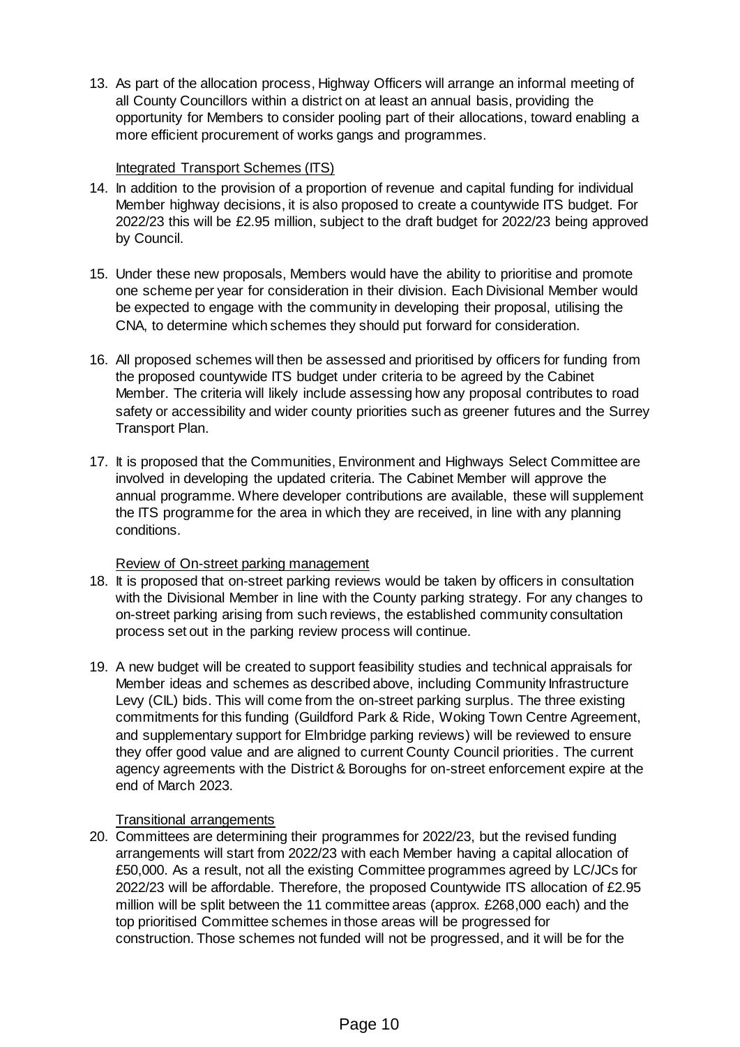13. As part of the allocation process, Highway Officers will arrange an informal meeting of all County Councillors within a district on at least an annual basis, providing the opportunity for Members to consider pooling part of their allocations, toward enabling a more efficient procurement of works gangs and programmes.

<u>Integrated Transport Schemes (ITS)</u>

14. In addition to the provision of a proportion of revenue and capital funding for individual Member highway decisions, it is also proposed to create a countywide ITS budget. For 2022/23 this will be £2.95 million, subject to the draft budget for 2022/23 being approved by Council.

15. Under these new proposals, Members would have the ability to prioritise and promote one scheme per year for consideration in their division. Each Divisional Member would be expected to engage with the community in developing their proposal, utilising the CNA, to determine which schemes they should put forward for consideration.

16. All proposed schemes will then be assessed and prioritised by officers for funding from the proposed countywide ITS budget under criteria to be agreed by the Cabinet Member. The criteria will likely include assessing how any proposal contributes to road safety or accessibility and wider county priorities such as greener futures and the Surrey Transport Plan.

17. It is proposed that the Communities, Environment and Highways Select Committee are involved in developing the updated criteria. The Cabinet Member will approve the annual programme. Where developer contributions are available, these will supplement the ITS programme for the area in which they are received, in line with any planning conditions.

<u>Review of On-street parking management</u>

18. It is proposed that on-street parking reviews would be taken by officers in consultation with the Divisional Member in line with the County parking strategy. For any changes to on-street parking arising from such reviews, the established community consultation process set out in the parking review process will continue.

19. A new budget will be created to support feasibility studies and technical appraisals for Member ideas and schemes as described above, including Community Infrastructure Levy (CIL) bids. This will come from the on-street parking surplus. The three existing commitments for this funding (Guildford Park & Ride, Woking Town Centre Agreement, and supplementary support for Elmbridge parking reviews) will be reviewed to ensure they offer good value and are aligned to current County Council priorities. The current agency agreements with the District & Boroughs for on-street enforcement expire at the end of March 2023.

<u>Transitional arrangements</u>

20. Committees are determining their programmes for 2022/23, but the revised funding arrangements will start from 2022/23 with each Member having a capital allocation of £50,000. As a result, not all the existing Committee programmes agreed by LC/JCs for 2022/23 will be affordable. Therefore, the proposed Countywide ITS allocation of £2.95 million will be split between the 11 committee areas (approx. £268,000 each) and the top prioritised Committee schemes in those areas will be progressed for construction. Those schemes not funded will not be progressed, and it will be for the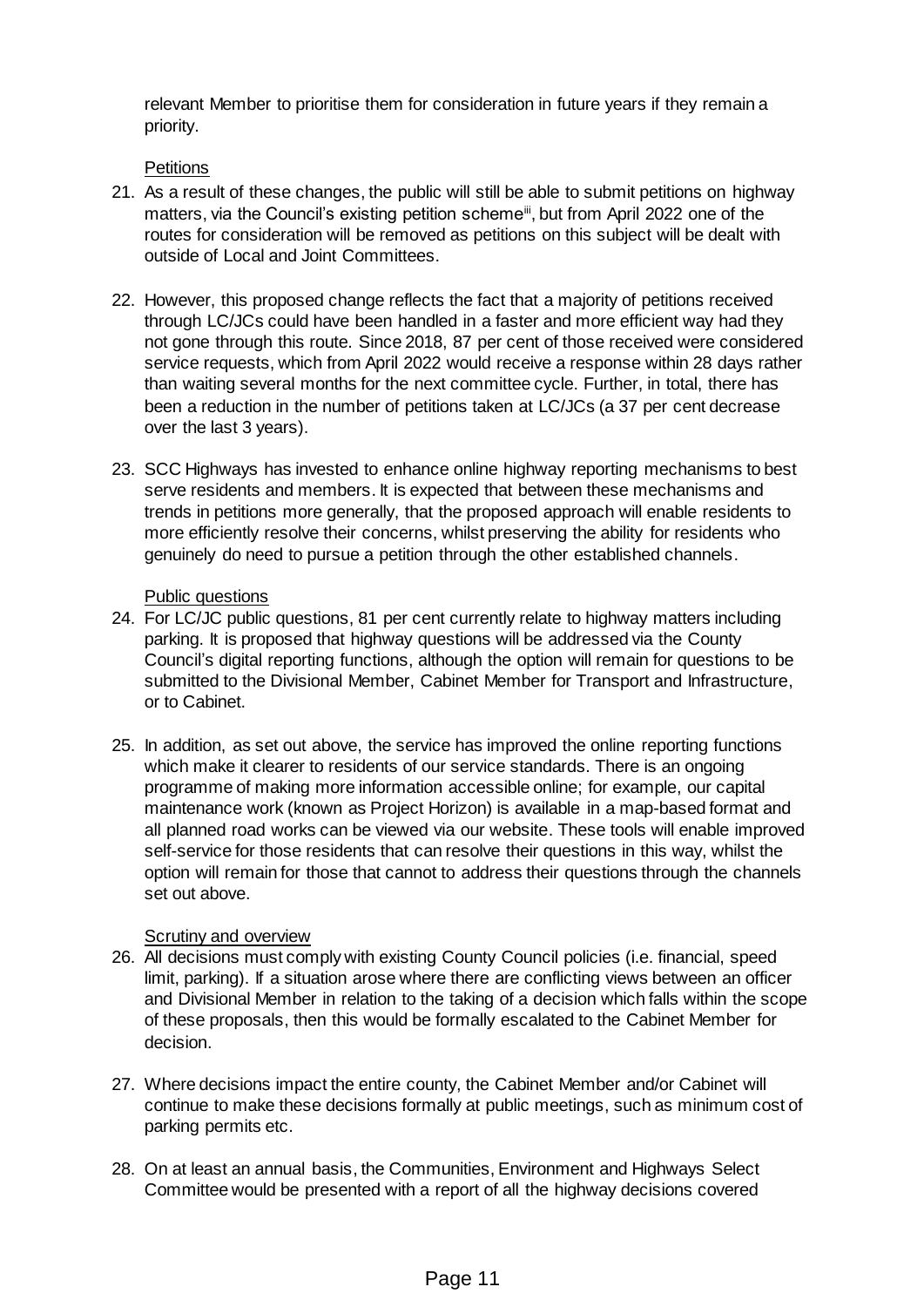relevant Member to prioritise them for consideration in future years if they remain a priority.

Petitions

21. As a result of these changes, the public will still be able to submit petitions on highway matters, via the Council's existing petition scheme[iii], but from April 2022 one of the routes for consideration will be removed as petitions on this subject will be dealt with outside of Local and Joint Committees.

22. However, this proposed change reflects the fact that a majority of petitions received through LC/JCs could have been handled in a faster and more efficient way had they not gone through this route. Since 2018, 87 per cent of those received were considered service requests, which from April 2022 would receive a response within 28 days rather than waiting several months for the next committee cycle. Further, in total, there has been a reduction in the number of petitions taken at LC/JCs (a 37 per cent decrease over the last 3 years).

23. SCC Highways has invested to enhance online highway reporting mechanisms to best serve residents and members. It is expected that between these mechanisms and trends in petitions more generally, that the proposed approach will enable residents to more efficiently resolve their concerns, whilst preserving the ability for residents who genuinely do need to pursue a petition through the other established channels.

Public questions

24. For LC/JC public questions, 81 per cent currently relate to highway matters including parking. It is proposed that highway questions will be addressed via the County Council's digital reporting functions, although the option will remain for questions to be submitted to the Divisional Member, Cabinet Member for Transport and Infrastructure, or to Cabinet.

25. In addition, as set out above, the service has improved the online reporting functions which make it clearer to residents of our service standards. There is an ongoing programme of making more information accessible online; for example, our capital maintenance work (known as Project Horizon) is available in a map-based format and all planned road works can be viewed via our website. These tools will enable improved self-service for those residents that can resolve their questions in this way, whilst the option will remain for those that cannot to address their questions through the channels set out above.

Scrutiny and overview

26. All decisions must comply with existing County Council policies (i.e. financial, speed limit, parking). If a situation arose where there are conflicting views between an officer and Divisional Member in relation to the taking of a decision which falls within the scope of these proposals, then this would be formally escalated to the Cabinet Member for decision.

27. Where decisions impact the entire county, the Cabinet Member and/or Cabinet will continue to make these decisions formally at public meetings, such as minimum cost of parking permits etc.

28. On at least an annual basis, the Communities, Environment and Highways Select Committee would be presented with a report of all the highway decisions covered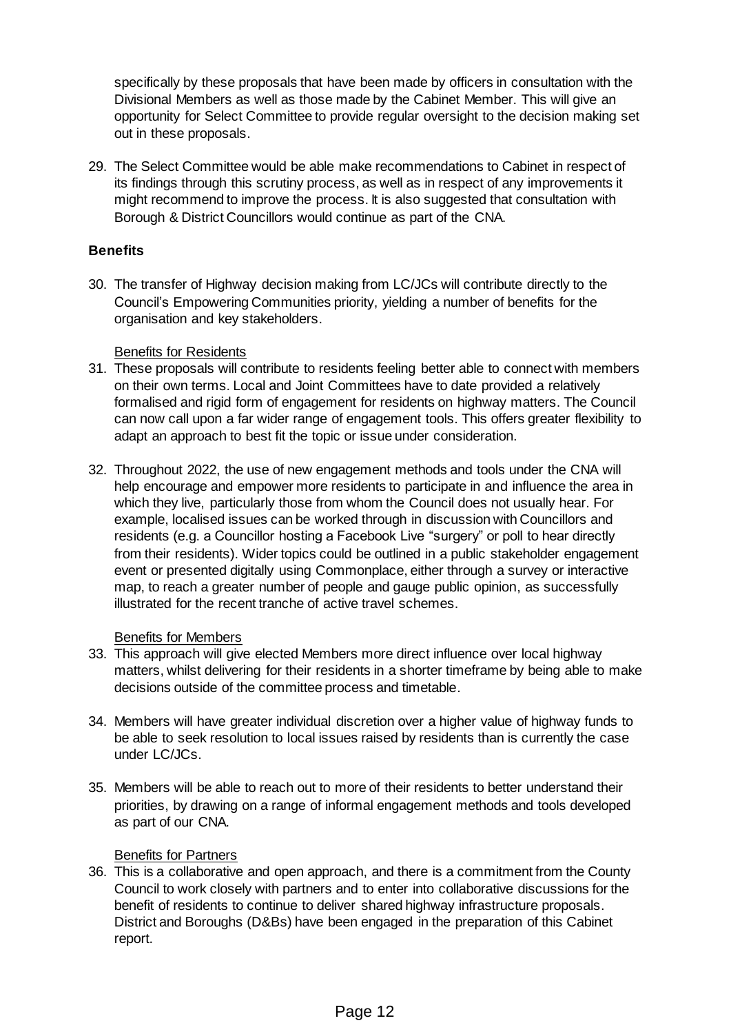specifically by these proposals that have been made by officers in consultation with the Divisional Members as well as those made by the Cabinet Member. This will give an opportunity for Select Committee to provide regular oversight to the decision making set out in these proposals.

29. The Select Committee would be able make recommendations to Cabinet in respect of its findings through this scrutiny process, as well as in respect of any improvements it might recommend to improve the process. It is also suggested that consultation with Borough & District Councillors would continue as part of the CNA.

**Benefits**

30. The transfer of Highway decision making from LC/JCs will contribute directly to the Council's Empowering Communities priority, yielding a number of benefits for the organisation and key stakeholders.

Benefits for Residents

31. These proposals will contribute to residents feeling better able to connect with members on their own terms. Local and Joint Committees have to date provided a relatively formalised and rigid form of engagement for residents on highway matters. The Council can now call upon a far wider range of engagement tools. This offers greater flexibility to adapt an approach to best fit the topic or issue under consideration.

32. Throughout 2022, the use of new engagement methods and tools under the CNA will help encourage and empower more residents to participate in and influence the area in which they live, particularly those from whom the Council does not usually hear. For example, localised issues can be worked through in discussion with Councillors and residents (e.g. a Councillor hosting a Facebook Live "surgery" or poll to hear directly from their residents). Wider topics could be outlined in a public stakeholder engagement event or presented digitally using Commonplace, either through a survey or interactive map, to reach a greater number of people and gauge public opinion, as successfully illustrated for the recent tranche of active travel schemes.

Benefits for Members

33. This approach will give elected Members more direct influence over local highway matters, whilst delivering for their residents in a shorter timeframe by being able to make decisions outside of the committee process and timetable.

34. Members will have greater individual discretion over a higher value of highway funds to be able to seek resolution to local issues raised by residents than is currently the case under LC/JCs.

35. Members will be able to reach out to more of their residents to better understand their priorities, by drawing on a range of informal engagement methods and tools developed as part of our CNA.

Benefits for Partners

36. This is a collaborative and open approach, and there is a commitment from the County Council to work closely with partners and to enter into collaborative discussions for the benefit of residents to continue to deliver shared highway infrastructure proposals. District and Boroughs (D&Bs) have been engaged in the preparation of this Cabinet report.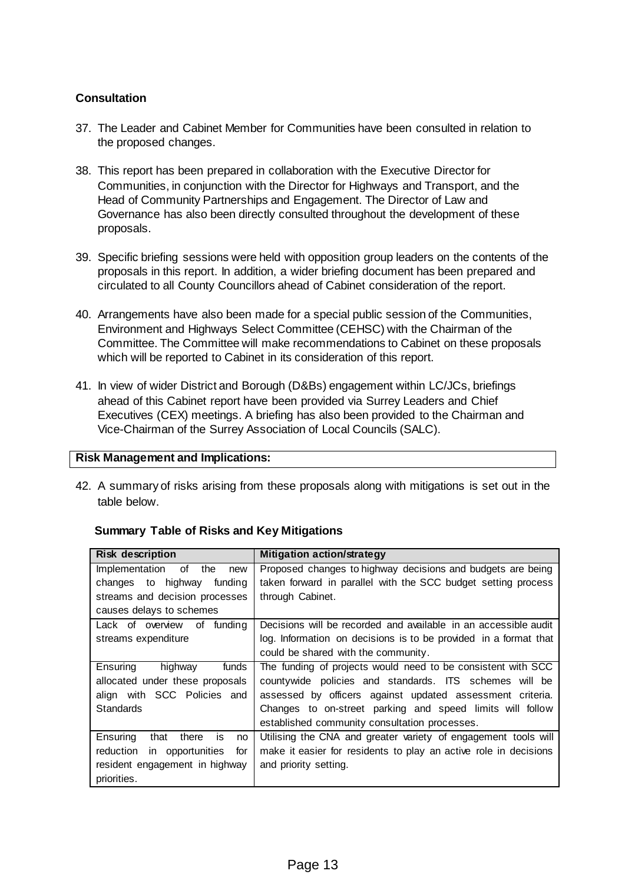**Consultation**

37. The Leader and Cabinet Member for Communities have been consulted in relation to the proposed changes.

38. This report has been prepared in collaboration with the Executive Director for Communities, in conjunction with the Director for Highways and Transport, and the Head of Community Partnerships and Engagement. The Director of Law and Governance has also been directly consulted throughout the development of these proposals.

39. Specific briefing sessions were held with opposition group leaders on the contents of the proposals in this report. In addition, a wider briefing document has been prepared and circulated to all County Councillors ahead of Cabinet consideration of the report.

40. Arrangements have also been made for a special public session of the Communities, Environment and Highways Select Committee (CEHSC) with the Chairman of the Committee. The Committee will make recommendations to Cabinet on these proposals which will be reported to Cabinet in its consideration of this report.

41. In view of wider District and Borough (D&Bs) engagement within LC/JCs, briefings ahead of this Cabinet report have been provided via Surrey Leaders and Chief Executives (CEX) meetings. A briefing has also been provided to the Chairman and Vice-Chairman of the Surrey Association of Local Councils (SALC).

**Risk Management and Implications:**

42. A summary of risks arising from these proposals along with mitigations is set out in the table below.

**Summary Table of Risks and Key Mitigations**

| Risk description | Mitigation action/strategy |
|---|---|
| Implementation of the new changes to highway funding streams and decision processes causes delays to schemes | Proposed changes to highway decisions and budgets are being taken forward in parallel with the SCC budget setting process through Cabinet. |
| Lack of overview of funding streams expenditure | Decisions will be recorded and available in an accessible audit log. Information on decisions is to be provided in a format that could be shared with the community. |
| Ensuring highway funds allocated under these proposals align with SCC Policies and Standards | The funding of projects would need to be consistent with SCC countywide policies and standards. ITS schemes will be assessed by officers against updated assessment criteria. Changes to on-street parking and speed limits will follow established community consultation processes. |
| Ensuring that there is no reduction in opportunities for resident engagement in highway priorities. | Utilising the CNA and greater variety of engagement tools will make it easier for residents to play an active role in decisions and priority setting. |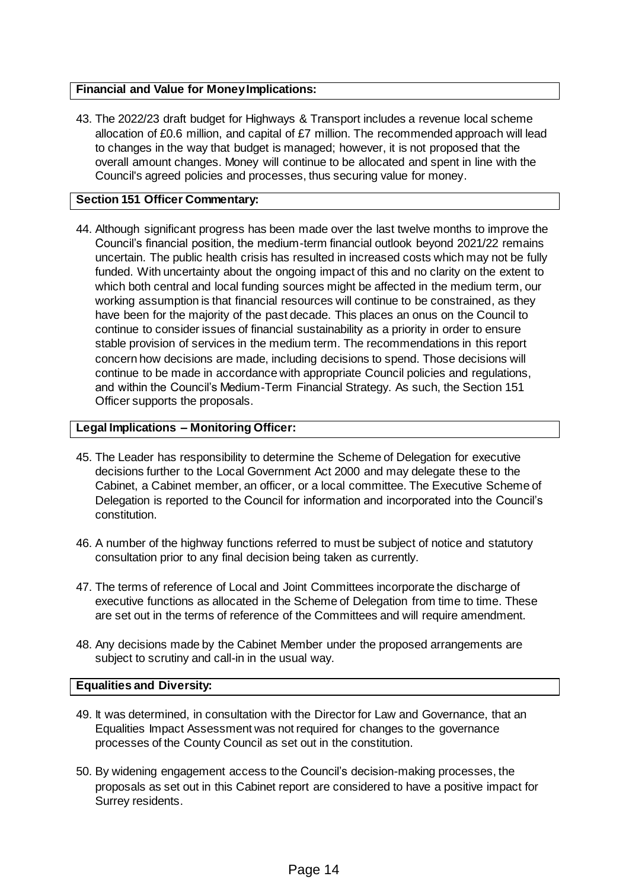**Financial and Value for Money Implications:**

43. The 2022/23 draft budget for Highways & Transport includes a revenue local scheme allocation of £0.6 million, and capital of £7 million. The recommended approach will lead to changes in the way that budget is managed; however, it is not proposed that the overall amount changes. Money will continue to be allocated and spent in line with the Council's agreed policies and processes, thus securing value for money.

**Section 151 Officer Commentary:**

44. Although significant progress has been made over the last twelve months to improve the Council's financial position, the medium-term financial outlook beyond 2021/22 remains uncertain. The public health crisis has resulted in increased costs which may not be fully funded. With uncertainty about the ongoing impact of this and no clarity on the extent to which both central and local funding sources might be affected in the medium term, our working assumption is that financial resources will continue to be constrained, as they have been for the majority of the past decade. This places an onus on the Council to continue to consider issues of financial sustainability as a priority in order to ensure stable provision of services in the medium term. The recommendations in this report concern how decisions are made, including decisions to spend. Those decisions will continue to be made in accordance with appropriate Council policies and regulations, and within the Council's Medium-Term Financial Strategy. As such, the Section 151 Officer supports the proposals.

**Legal Implications – Monitoring Officer:**

45. The Leader has responsibility to determine the Scheme of Delegation for executive decisions further to the Local Government Act 2000 and may delegate these to the Cabinet, a Cabinet member, an officer, or a local committee. The Executive Scheme of Delegation is reported to the Council for information and incorporated into the Council's constitution.

46. A number of the highway functions referred to must be subject of notice and statutory consultation prior to any final decision being taken as currently.

47. The terms of reference of Local and Joint Committees incorporate the discharge of executive functions as allocated in the Scheme of Delegation from time to time. These are set out in the terms of reference of the Committees and will require amendment.

48. Any decisions made by the Cabinet Member under the proposed arrangements are subject to scrutiny and call-in in the usual way.

**Equalities and Diversity:**

49. It was determined, in consultation with the Director for Law and Governance, that an Equalities Impact Assessment was not required for changes to the governance processes of the County Council as set out in the constitution.

50. By widening engagement access to the Council's decision-making processes, the proposals as set out in this Cabinet report are considered to have a positive impact for Surrey residents.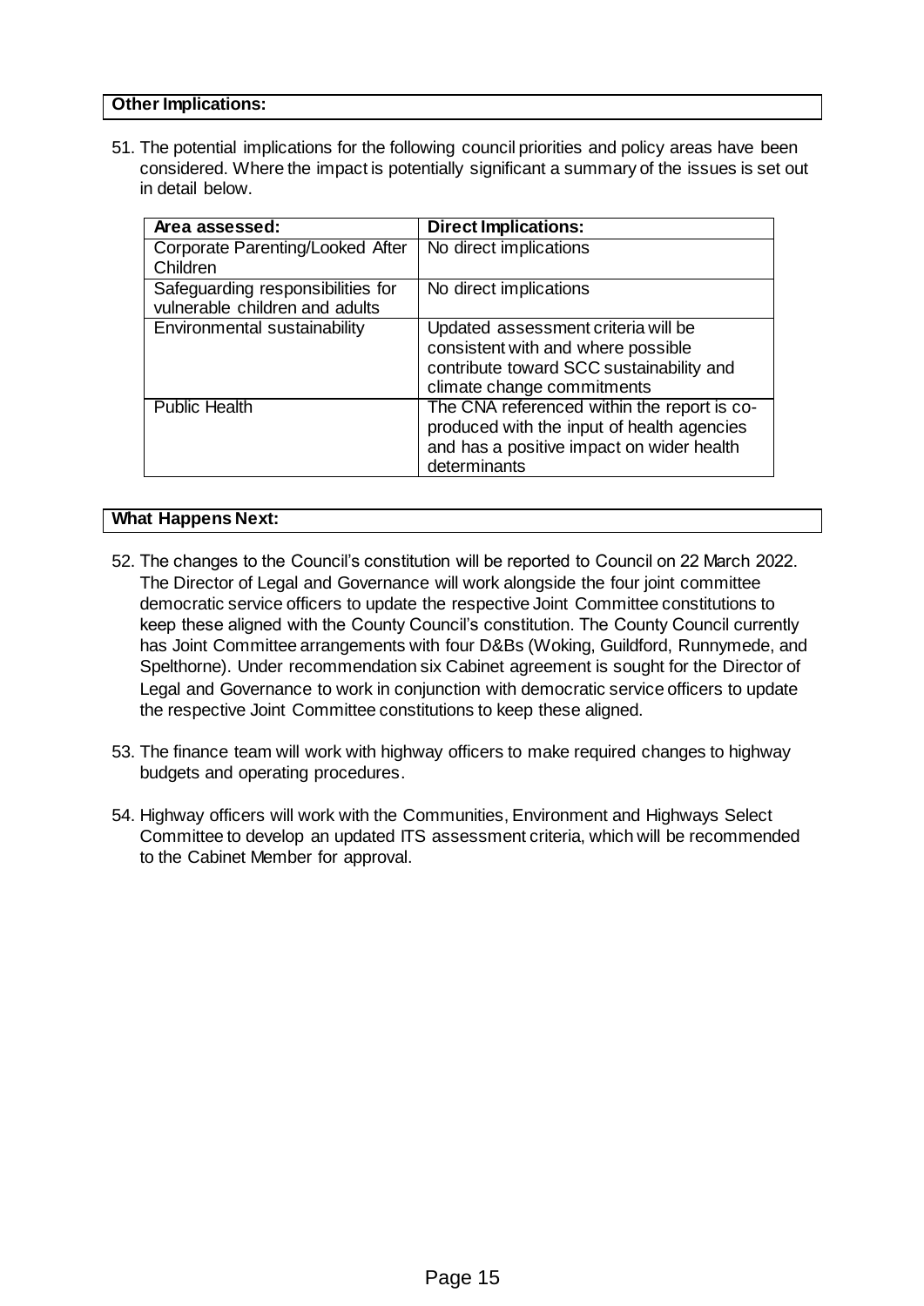**Other Implications:**

51. The potential implications for the following council priorities and policy areas have been considered. Where the impact is potentially significant a summary of the issues is set out in detail below.

| Area assessed: | Direct Implications: |
| --- | --- |
| Corporate Parenting/Looked After Children | No direct implications |
| Safeguarding responsibilities for vulnerable children and adults | No direct implications |
| Environmental sustainability | Updated assessment criteria will be consistent with and where possible contribute toward SCC sustainability and climate change commitments |
| Public Health | The CNA referenced within the report is co-produced with the input of health agencies and has a positive impact on wider health determinants |

**What Happens Next:**

52. The changes to the Council's constitution will be reported to Council on 22 March 2022. The Director of Legal and Governance will work alongside the four joint committee democratic service officers to update the respective Joint Committee constitutions to keep these aligned with the County Council's constitution. The County Council currently has Joint Committee arrangements with four D&Bs (Woking, Guildford, Runnymede, and Spelthorne). Under recommendation six Cabinet agreement is sought for the Director of Legal and Governance to work in conjunction with democratic service officers to update the respective Joint Committee constitutions to keep these aligned.

53. The finance team will work with highway officers to make required changes to highway budgets and operating procedures.

54. Highway officers will work with the Communities, Environment and Highways Select Committee to develop an updated ITS assessment criteria, which will be recommended to the Cabinet Member for approval.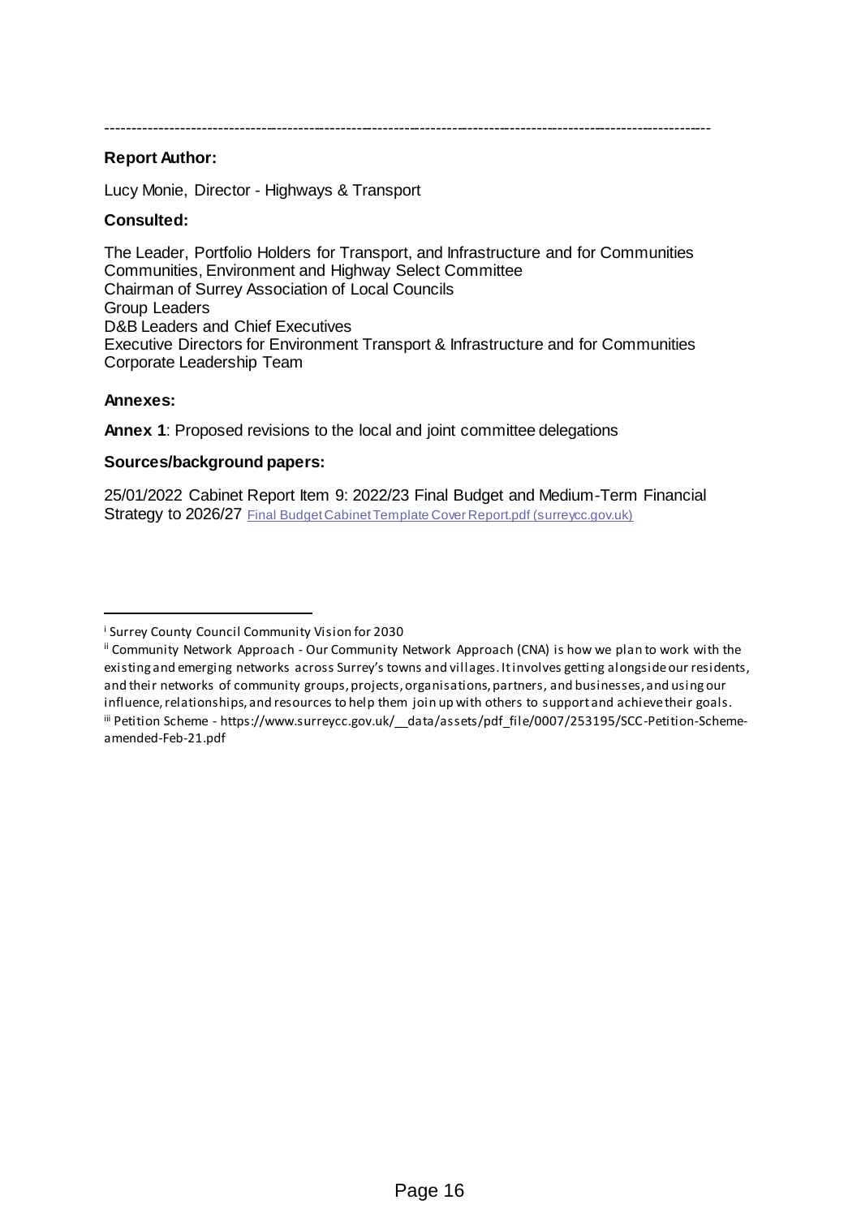---

**Report Author:**

Lucy Monie, Director - Highways & Transport

**Consulted:**

The Leader, Portfolio Holders for Transport, and Infrastructure and for Communities
Communities, Environment and Highway Select Committee
Chairman of Surrey Association of Local Councils
Group Leaders
D&B Leaders and Chief Executives
Executive Directors for Environment Transport & Infrastructure and for Communities
Corporate Leadership Team

**Annexes:**

**Annex 1**: Proposed revisions to the local and joint committee delegations

**Sources/background papers:**

25/01/2022 Cabinet Report Item 9: 2022/23 Final Budget and Medium-Term Financial Strategy to 2026/27 Final Budget Cabinet Template Cover Report.pdf (surreycc.gov.uk)

---

[i] Surrey County Council Community Vision for 2030

[ii] Community Network Approach - Our Community Network Approach (CNA) is how we plan to work with the existing and emerging networks across Surrey's towns and villages. It involves getting alongside our residents, and their networks of community groups, projects, organisations, partners, and businesses, and using our influence, relationships, and resources to help them join up with others to support and achieve their goals.

[iii] Petition Scheme - https://www.surreycc.gov.uk/__data/assets/pdf_file/0007/253195/SCC-Petition-Scheme-amended-Feb-21.pdf